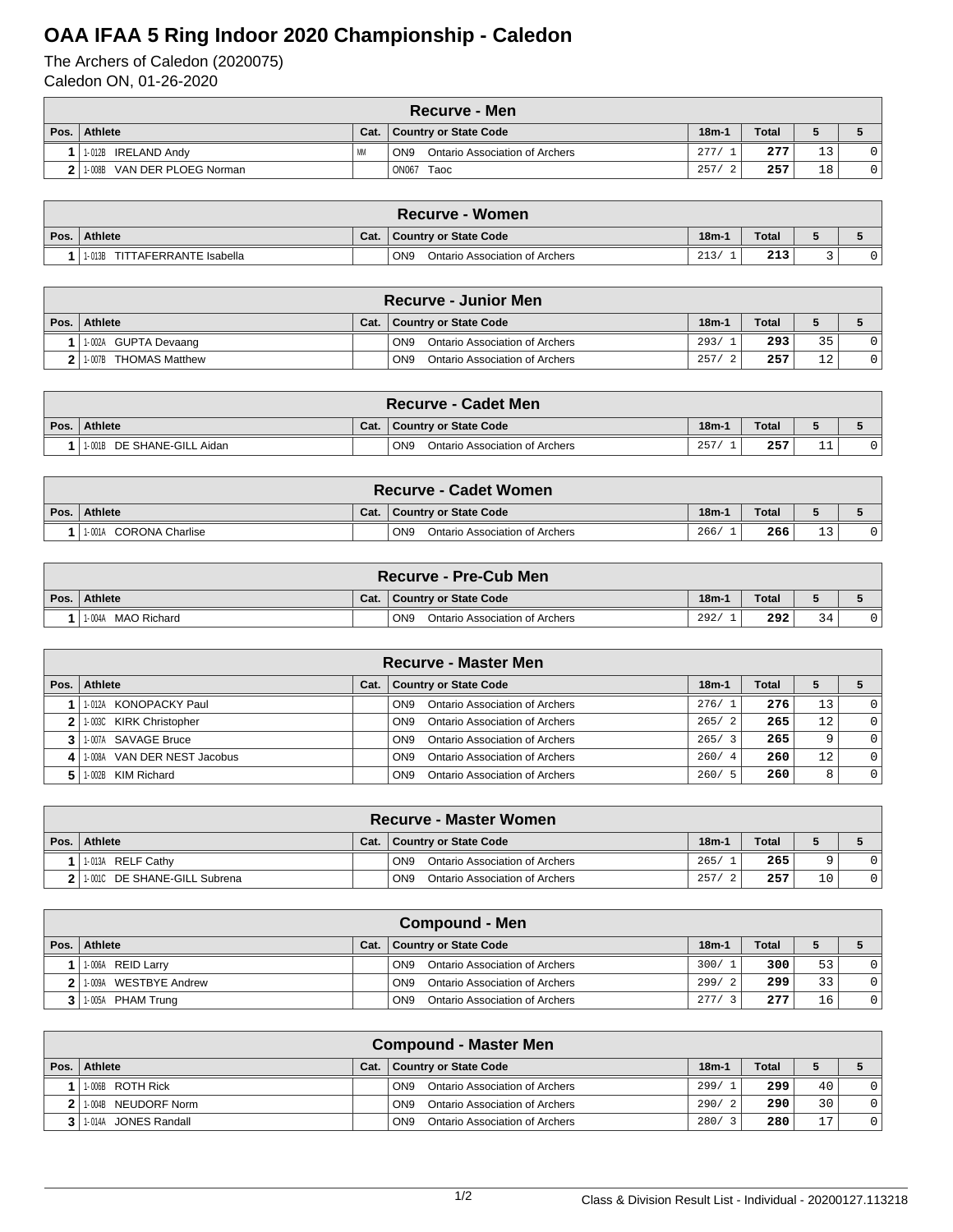# OAA IFAA 5 Ring Indoor 2020 Championship - Caledon

The Archers of Caledon (2020075)
Caledon ON, 01-26-2020

| Recurve - Men | | | | | | | |
|---|---|---|---|---|---|---|---|
| Pos. | Athlete | Cat. | Country or State Code | 18m-1 | Total | 5 | 5 |
| 1 | 1-012B IRELAND Andy | MM | ON9 Ontario Association of Archers | 277/ 1 | 277 | 13 | 0 |
| 2 | 1-008B VAN DER PLOEG Norman | | ON067 Taoc | 257/ 2 | 257 | 18 | 0 |

| Recurve - Women | | | | | | | |
|---|---|---|---|---|---|---|---|
| Pos. | Athlete | Cat. | Country or State Code | 18m-1 | Total | 5 | 5 |
| 1 | 1-013B TITTAFERRANTE Isabella | | ON9 Ontario Association of Archers | 213/ 1 | 213 | 3 | 0 |

| Recurve - Junior Men | | | | | | | |
|---|---|---|---|---|---|---|---|
| Pos. | Athlete | Cat. | Country or State Code | 18m-1 | Total | 5 | 5 |
| 1 | 1-002A GUPTA Devaang | | ON9 Ontario Association of Archers | 293/ 1 | 293 | 35 | 0 |
| 2 | 1-007B THOMAS Matthew | | ON9 Ontario Association of Archers | 257/ 2 | 257 | 12 | 0 |

| Recurve - Cadet Men | | | | | | | |
|---|---|---|---|---|---|---|---|
| Pos. | Athlete | Cat. | Country or State Code | 18m-1 | Total | 5 | 5 |
| 1 | 1-001B DE SHANE-GILL Aidan | | ON9 Ontario Association of Archers | 257/ 1 | 257 | 11 | 0 |

| Recurve - Cadet Women | | | | | | | |
|---|---|---|---|---|---|---|---|
| Pos. | Athlete | Cat. | Country or State Code | 18m-1 | Total | 5 | 5 |
| 1 | 1-001A CORONA Charlise | | ON9 Ontario Association of Archers | 266/ 1 | 266 | 13 | 0 |

| Recurve - Pre-Cub Men | | | | | | | |
|---|---|---|---|---|---|---|---|
| Pos. | Athlete | Cat. | Country or State Code | 18m-1 | Total | 5 | 5 |
| 1 | 1-004A MAO Richard | | ON9 Ontario Association of Archers | 292/ 1 | 292 | 34 | 0 |

| Recurve - Master Men | | | | | | | |
|---|---|---|---|---|---|---|---|
| Pos. | Athlete | Cat. | Country or State Code | 18m-1 | Total | 5 | 5 |
| 1 | 1-012A KONOPACKY Paul | | ON9 Ontario Association of Archers | 276/ 1 | 276 | 13 | 0 |
| 2 | 1-003C KIRK Christopher | | ON9 Ontario Association of Archers | 265/ 2 | 265 | 12 | 0 |
| 3 | 1-007A SAVAGE Bruce | | ON9 Ontario Association of Archers | 265/ 3 | 265 | 9 | 0 |
| 4 | 1-008A VAN DER NEST Jacobus | | ON9 Ontario Association of Archers | 260/ 4 | 260 | 12 | 0 |
| 5 | 1-002B KIM Richard | | ON9 Ontario Association of Archers | 260/ 5 | 260 | 8 | 0 |

| Recurve - Master Women | | | | | | | |
|---|---|---|---|---|---|---|---|
| Pos. | Athlete | Cat. | Country or State Code | 18m-1 | Total | 5 | 5 |
| 1 | 1-013A RELF Cathy | | ON9 Ontario Association of Archers | 265/ 1 | 265 | 9 | 0 |
| 2 | 1-001C DE SHANE-GILL Subrena | | ON9 Ontario Association of Archers | 257/ 2 | 257 | 10 | 0 |

| Compound - Men | | | | | | | |
|---|---|---|---|---|---|---|---|
| Pos. | Athlete | Cat. | Country or State Code | 18m-1 | Total | 5 | 5 |
| 1 | 1-006A REID Larry | | ON9 Ontario Association of Archers | 300/ 1 | 300 | 53 | 0 |
| 2 | 1-009A WESTBYE Andrew | | ON9 Ontario Association of Archers | 299/ 2 | 299 | 33 | 0 |
| 3 | 1-005A PHAM Trung | | ON9 Ontario Association of Archers | 277/ 3 | 277 | 16 | 0 |

| Compound - Master Men | | | | | | | |
|---|---|---|---|---|---|---|---|
| Pos. | Athlete | Cat. | Country or State Code | 18m-1 | Total | 5 | 5 |
| 1 | 1-006B ROTH Rick | | ON9 Ontario Association of Archers | 299/ 1 | 299 | 40 | 0 |
| 2 | 1-004B NEUDORF Norm | | ON9 Ontario Association of Archers | 290/ 2 | 290 | 30 | 0 |
| 3 | 1-014A JONES Randall | | ON9 Ontario Association of Archers | 280/ 3 | 280 | 17 | 0 |

Class & Division Result List - Individual - 20200127.113218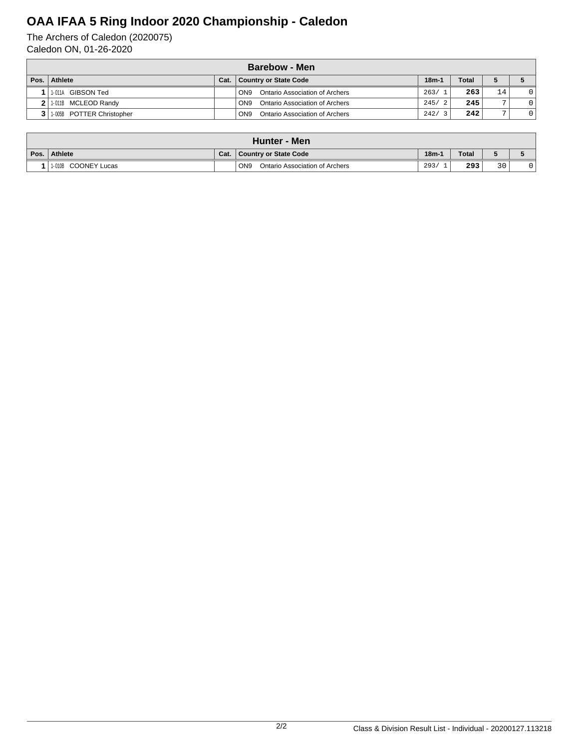# OAA IFAA 5 Ring Indoor 2020 Championship - Caledon

The Archers of Caledon (2020075)
Caledon ON, 01-26-2020

## Barebow - Men

| Pos. | Athlete | Cat. | Country or State Code | 18m-1 | Total | 5 | 5 |
|---|---|---|---|---|---|---|---|
| 1 | 1-011A GIBSON Ted | | ON9 Ontario Association of Archers | 263/ 1 | **263** | 14 | 0 |
| 2 | 1-011B MCLEOD Randy | | ON9 Ontario Association of Archers | 245/ 2 | **245** | 7 | 0 |
| 3 | 1-005B POTTER Christopher | | ON9 Ontario Association of Archers | 242/ 3 | **242** | 7 | 0 |

## Hunter - Men

| Pos. | Athlete | Cat. | Country or State Code | 18m-1 | Total | 5 | 5 |
|---|---|---|---|---|---|---|---|
| 1 | 1-010B COONEY Lucas | | ON9 Ontario Association of Archers | 293/ 1 | **293** | 30 | 0 |

Class & Division Result List - Individual - 20200127.113218